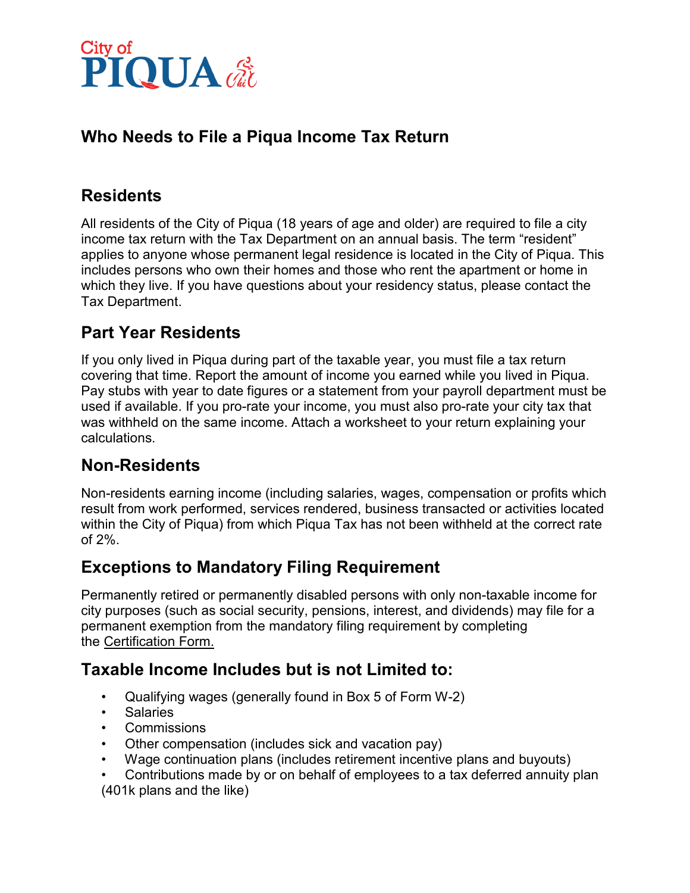City of PIQUA

# Who Needs to File a Piqua Income Tax Return

## Residents

All residents of the City of Piqua (18 years of age and older) are required to file a city income tax return with the Tax Department on an annual basis. The term "resident" applies to anyone whose permanent legal residence is located in the City of Piqua. This includes persons who own their homes and those who rent the apartment or home in which they live. If you have questions about your residency status, please contact the Tax Department.

## Part Year Residents

If you only lived in Piqua during part of the taxable year, you must file a tax return covering that time. Report the amount of income you earned while you lived in Piqua. Pay stubs with year to date figures or a statement from your payroll department must be used if available. If you pro-rate your income, you must also pro-rate your city tax that was withheld on the same income. Attach a worksheet to your return explaining your calculations.

## Non-Residents

Non-residents earning income (including salaries, wages, compensation or profits which result from work performed, services rendered, business transacted or activities located within the City of Piqua) from which Piqua Tax has not been withheld at the correct rate of 2%.

## Exceptions to Mandatory Filing Requirement

Permanently retired or permanently disabled persons with only non-taxable income for city purposes (such as social security, pensions, interest, and dividends) may file for a permanent exemption from the mandatory filing requirement by completing the Certification Form.

## Taxable Income Includes but is not Limited to:

- Qualifying wages (generally found in Box 5 of Form W-2)
- Salaries
- Commissions
- Other compensation (includes sick and vacation pay)
- Wage continuation plans (includes retirement incentive plans and buyouts)
- Contributions made by or on behalf of employees to a tax deferred annuity plan (401k plans and the like)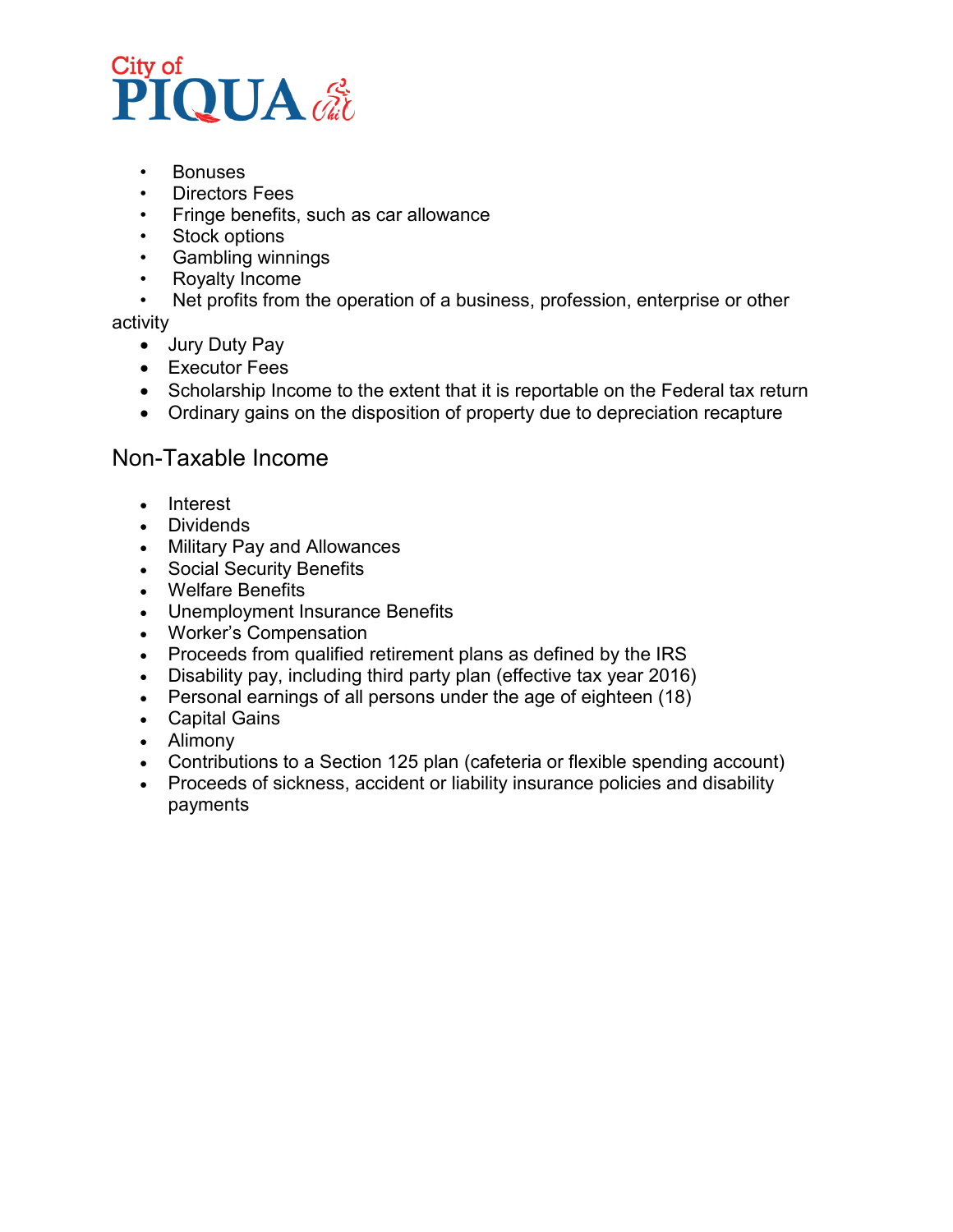- Bonuses
- Directors Fees
- Fringe benefits, such as car allowance
- Stock options
- Gambling winnings
- Royalty Income
- Net profits from the operation of a business, profession, enterprise or other activity
- Jury Duty Pay
- Executor Fees
- Scholarship Income to the extent that it is reportable on the Federal tax return
- Ordinary gains on the disposition of property due to depreciation recapture

## Non-Taxable Income

- Interest
- Dividends
- Military Pay and Allowances
- Social Security Benefits
- Welfare Benefits
- Unemployment Insurance Benefits
- Worker's Compensation
- Proceeds from qualified retirement plans as defined by the IRS
- Disability pay, including third party plan (effective tax year 2016)
- Personal earnings of all persons under the age of eighteen (18)
- Capital Gains
- Alimony
- Contributions to a Section 125 plan (cafeteria or flexible spending account)
- Proceeds of sickness, accident or liability insurance policies and disability payments